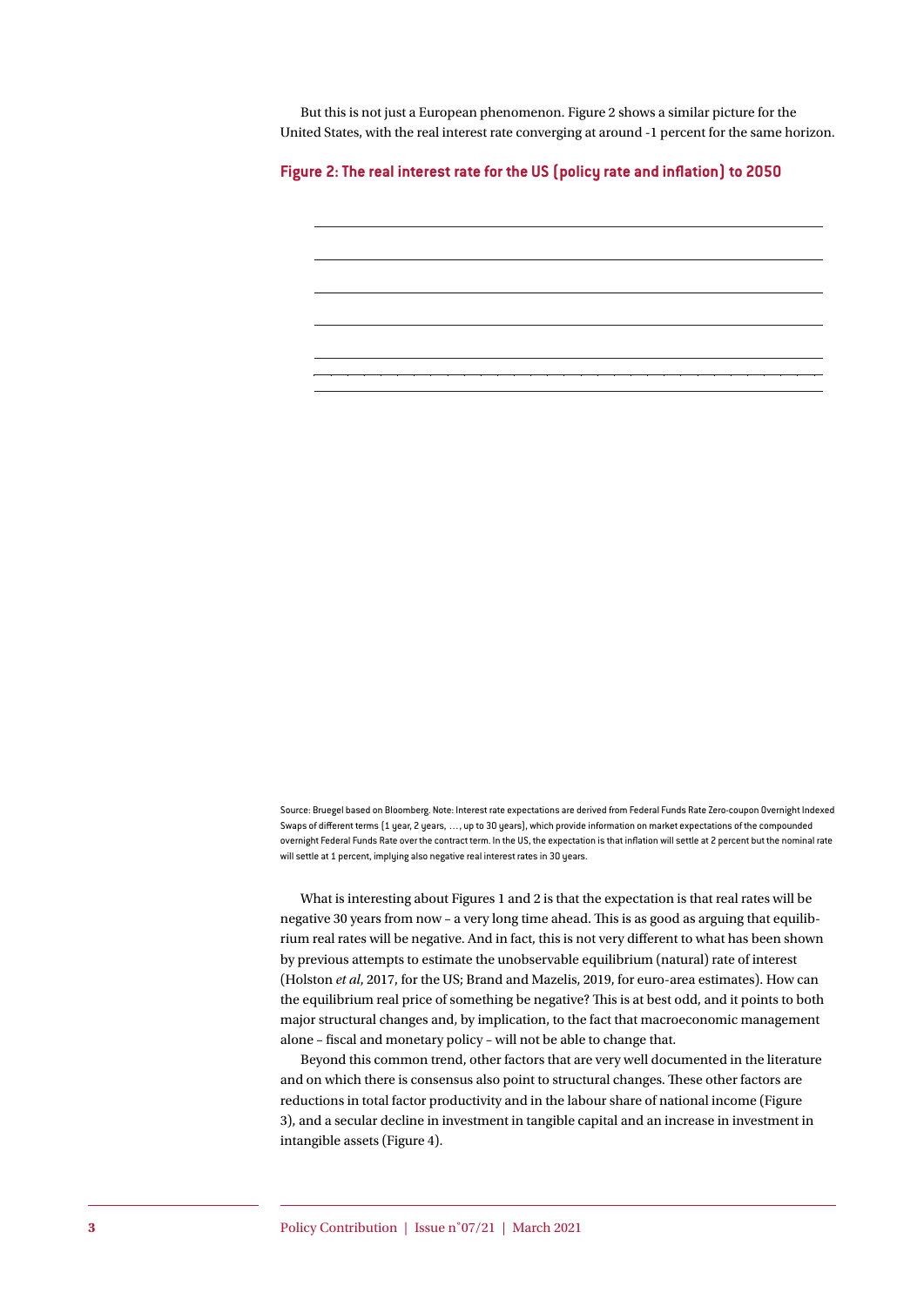But this is not just a European phenomenon. Figure 2 shows a similar picture for the United States, with the real interest rate converging at around -1 percent for the same horizon.

**Figure 2: The real interest rate for the US (policy rate and inflation) to 2050**

Source: Bruegel based on Bloomberg. Note: Interest rate expectations are derived from Federal Funds Rate Zero-coupon Overnight Indexed Swaps of different terms (1 year, 2 years, …, up to 30 years), which provide information on market expectations of the compounded overnight Federal Funds Rate over the contract term. In the US, the expectation is that inflation will settle at 2 percent but the nominal rate will settle at 1 percent, implying also negative real interest rates in 30 years.

What is interesting about Figures 1 and 2 is that the expectation is that real rates will be negative 30 years from now – a very long time ahead. This is as good as arguing that equilibrium real rates will be negative. And in fact, this is not very different to what has been shown by previous attempts to estimate the unobservable equilibrium (natural) rate of interest (Holston *et al*, 2017, for the US; Brand and Mazelis, 2019, for euro-area estimates). How can the equilibrium real price of something be negative? This is at best odd, and it points to both major structural changes and, by implication, to the fact that macroeconomic management alone – fiscal and monetary policy – will not be able to change that.

Beyond this common trend, other factors that are very well documented in the literature and on which there is consensus also point to structural changes. These other factors are reductions in total factor productivity and in the labour share of national income (Figure 3), and a secular decline in investment in tangible capital and an increase in investment in intangible assets (Figure 4).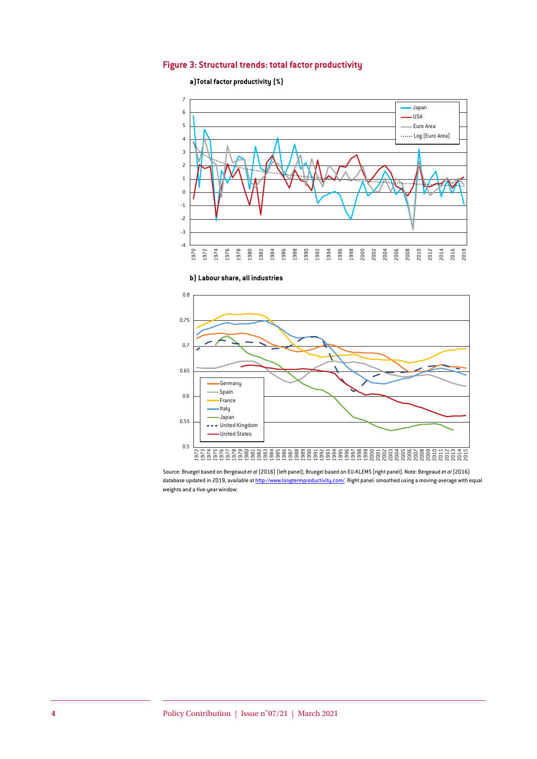## Figure 3: Structural trends: total factor productivity

**a) Total factor productivity (%)**

7
6
5
4
3
2
1
0
-1
-2
-3
-4

1970 1972 1974 1976 1978 1980 1982 1984 1986 1988 1990 1992 1994 1996 1998 2000 2002 2004 2006 2008 2010 2012 2014 2016 2018

Japan
USA
Euro Area
Log (Euro Area)

**b) Labour share, all industries**

0.8
0.75
0.7
0.65
0.6
0.55
0.5

1972 1973 1974 1975 1976 1977 1978 1979 1980 1981 1982 1983 1984 1985 1986 1987 1988 1989 1990 1991 1992 1993 1994 1995 1996 1997 1998 1999 2000 2001 2002 2003 2004 2005 2006 2007 2008 2009 2010 2011 2012 2013 2014 2015

Germany
Spain
France
Italy
Japan
United Kingdom
United States

Source: Bruegel based on Bergeaud *et al* (2016) (left panel); Bruegel based on EU-KLEMS (right panel). Note: Bergeaud *et al* (2016) database updated in 2019, available at http://www.longtermproductivity.com/. Right panel: smoothed using a moving-average with equal weights and a five-year window.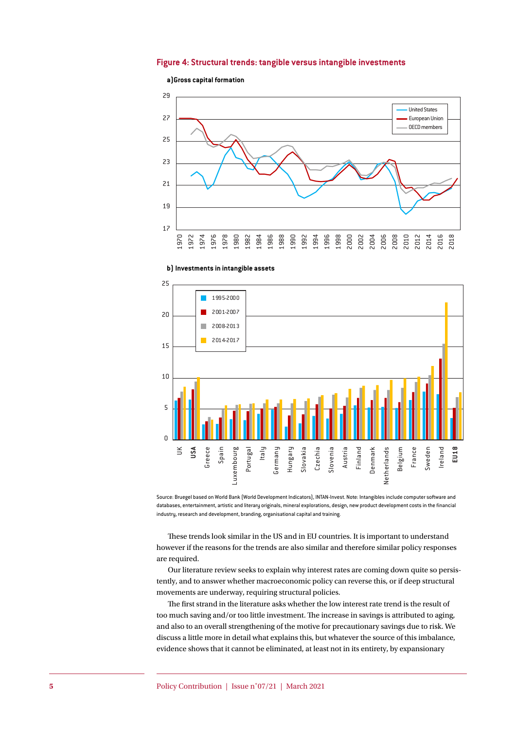## Figure 4: Structural trends: tangible versus intangible investments

**a) Gross capital formation**

29
27
25
23
21
19
17

1970
1972
1974
1976
1978
1980
1982
1984
1986
1988
1990
1992
1994
1996
1998
2000
2002
2004
2006
2008
2010
2012
2014
2016
2018

United States
European Union
OECD members

**b) Investments in intangible assets**

25
20
15
10
5
0

1995-2000
2001-2007
2008-2013
2014-2017

UK
**USA**
Greece
Spain
Luxembourg
Portugal
Italy
Germany
Hungary
Slovakia
Czechia
Slovenia
Austria
Finland
Denmark
Netherlands
Belgium
France
Sweden
Ireland
**EU18**

Source: Bruegel based on World Bank (World Development Indicators), INTAN-Invest. Note: Intangibles include computer software and databases, entertainment, artistic and literary originals, mineral explorations, design, new product development costs in the financial industry, research and development, branding, organisational capital and training.

These trends look similar in the US and in EU countries. It is important to understand however if the reasons for the trends are also similar and therefore similar policy responses are required.

Our literature review seeks to explain why interest rates are coming down quite so persistently, and to answer whether macroeconomic policy can reverse this, or if deep structural movements are underway, requiring structural policies.

The first strand in the literature asks whether the low interest rate trend is the result of too much saving and/or too little investment. The increase in savings is attributed to aging, and also to an overall strengthening of the motive for precautionary savings due to risk. We discuss a little more in detail what explains this, but whatever the source of this imbalance, evidence shows that it cannot be eliminated, at least not in its entirety, by expansionary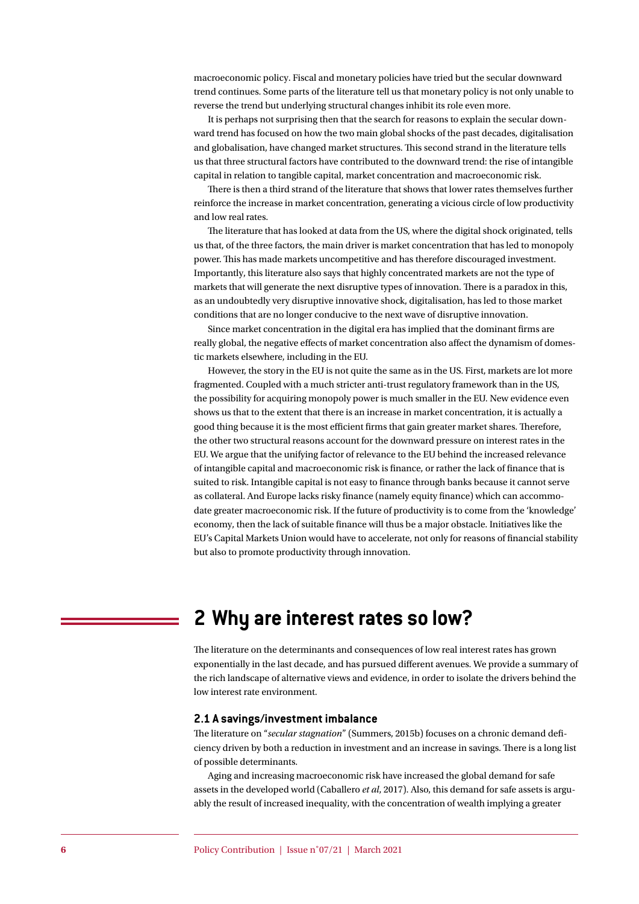macroeconomic policy. Fiscal and monetary policies have tried but the secular downward trend continues. Some parts of the literature tell us that monetary policy is not only unable to reverse the trend but underlying structural changes inhibit its role even more.

It is perhaps not surprising then that the search for reasons to explain the secular downward trend has focused on how the two main global shocks of the past decades, digitalisation and globalisation, have changed market structures. This second strand in the literature tells us that three structural factors have contributed to the downward trend: the rise of intangible capital in relation to tangible capital, market concentration and macroeconomic risk.

There is then a third strand of the literature that shows that lower rates themselves further reinforce the increase in market concentration, generating a vicious circle of low productivity and low real rates.

The literature that has looked at data from the US, where the digital shock originated, tells us that, of the three factors, the main driver is market concentration that has led to monopoly power. This has made markets uncompetitive and has therefore discouraged investment. Importantly, this literature also says that highly concentrated markets are not the type of markets that will generate the next disruptive types of innovation. There is a paradox in this, as an undoubtedly very disruptive innovative shock, digitalisation, has led to those market conditions that are no longer conducive to the next wave of disruptive innovation.

Since market concentration in the digital era has implied that the dominant firms are really global, the negative effects of market concentration also affect the dynamism of domestic markets elsewhere, including in the EU.

However, the story in the EU is not quite the same as in the US. First, markets are lot more fragmented. Coupled with a much stricter anti-trust regulatory framework than in the US, the possibility for acquiring monopoly power is much smaller in the EU. New evidence even shows us that to the extent that there is an increase in market concentration, it is actually a good thing because it is the most efficient firms that gain greater market shares. Therefore, the other two structural reasons account for the downward pressure on interest rates in the EU. We argue that the unifying factor of relevance to the EU behind the increased relevance of intangible capital and macroeconomic risk is finance, or rather the lack of finance that is suited to risk. Intangible capital is not easy to finance through banks because it cannot serve as collateral. And Europe lacks risky finance (namely equity finance) which can accommodate greater macroeconomic risk. If the future of productivity is to come from the 'knowledge' economy, then the lack of suitable finance will thus be a major obstacle. Initiatives like the EU's Capital Markets Union would have to accelerate, not only for reasons of financial stability but also to promote productivity through innovation.

# 2 Why are interest rates so low?

The literature on the determinants and consequences of low real interest rates has grown exponentially in the last decade, and has pursued different avenues. We provide a summary of the rich landscape of alternative views and evidence, in order to isolate the drivers behind the low interest rate environment.

### 2.1 A savings/investment imbalance

The literature on "*secular stagnation*" (Summers, 2015b) focuses on a chronic demand deficiency driven by both a reduction in investment and an increase in savings. There is a long list of possible determinants.

Aging and increasing macroeconomic risk have increased the global demand for safe assets in the developed world (Caballero *et al*, 2017). Also, this demand for safe assets is arguably the result of increased inequality, with the concentration of wealth implying a greater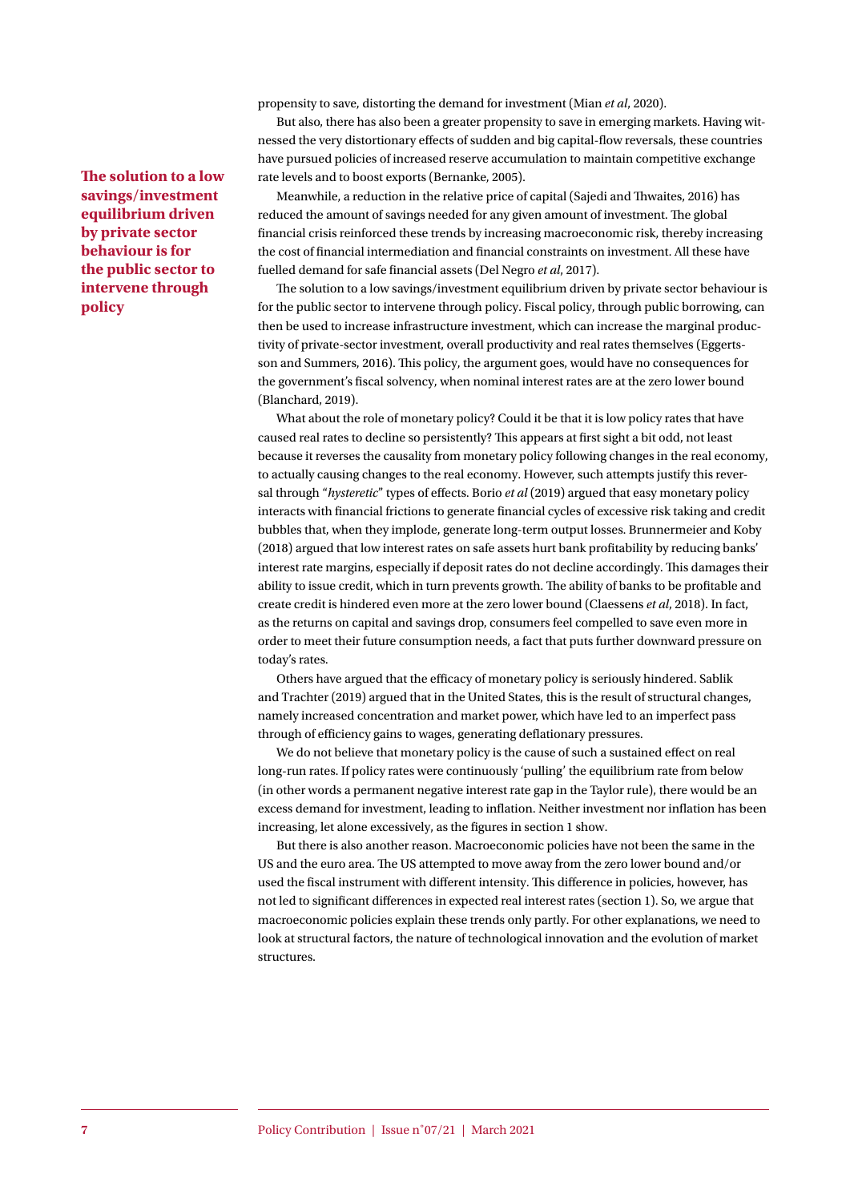propensity to save, distorting the demand for investment (Mian *et al*, 2020).

But also, there has also been a greater propensity to save in emerging markets. Having witnessed the very distortionary effects of sudden and big capital-flow reversals, these countries have pursued policies of increased reserve accumulation to maintain competitive exchange rate levels and to boost exports (Bernanke, 2005).

**The solution to a low savings/investment equilibrium driven by private sector behaviour is for the public sector to intervene through policy**

Meanwhile, a reduction in the relative price of capital (Sajedi and Thwaites, 2016) has reduced the amount of savings needed for any given amount of investment. The global financial crisis reinforced these trends by increasing macroeconomic risk, thereby increasing the cost of financial intermediation and financial constraints on investment. All these have fuelled demand for safe financial assets (Del Negro *et al*, 2017).

The solution to a low savings/investment equilibrium driven by private sector behaviour is for the public sector to intervene through policy. Fiscal policy, through public borrowing, can then be used to increase infrastructure investment, which can increase the marginal productivity of private-sector investment, overall productivity and real rates themselves (Eggertsson and Summers, 2016). This policy, the argument goes, would have no consequences for the government's fiscal solvency, when nominal interest rates are at the zero lower bound (Blanchard, 2019).

What about the role of monetary policy? Could it be that it is low policy rates that have caused real rates to decline so persistently? This appears at first sight a bit odd, not least because it reverses the causality from monetary policy following changes in the real economy, to actually causing changes to the real economy. However, such attempts justify this reversal through "*hysteretic*" types of effects. Borio *et al* (2019) argued that easy monetary policy interacts with financial frictions to generate financial cycles of excessive risk taking and credit bubbles that, when they implode, generate long-term output losses. Brunnermeier and Koby (2018) argued that low interest rates on safe assets hurt bank profitability by reducing banks' interest rate margins, especially if deposit rates do not decline accordingly. This damages their ability to issue credit, which in turn prevents growth. The ability of banks to be profitable and create credit is hindered even more at the zero lower bound (Claessens *et al*, 2018). In fact, as the returns on capital and savings drop, consumers feel compelled to save even more in order to meet their future consumption needs, a fact that puts further downward pressure on today's rates.

Others have argued that the efficacy of monetary policy is seriously hindered. Sablik and Trachter (2019) argued that in the United States, this is the result of structural changes, namely increased concentration and market power, which have led to an imperfect pass through of efficiency gains to wages, generating deflationary pressures.

We do not believe that monetary policy is the cause of such a sustained effect on real long-run rates. If policy rates were continuously 'pulling' the equilibrium rate from below (in other words a permanent negative interest rate gap in the Taylor rule), there would be an excess demand for investment, leading to inflation. Neither investment nor inflation has been increasing, let alone excessively, as the figures in section 1 show.

But there is also another reason. Macroeconomic policies have not been the same in the US and the euro area. The US attempted to move away from the zero lower bound and/or used the fiscal instrument with different intensity. This difference in policies, however, has not led to significant differences in expected real interest rates (section 1). So, we argue that macroeconomic policies explain these trends only partly. For other explanations, we need to look at structural factors, the nature of technological innovation and the evolution of market structures.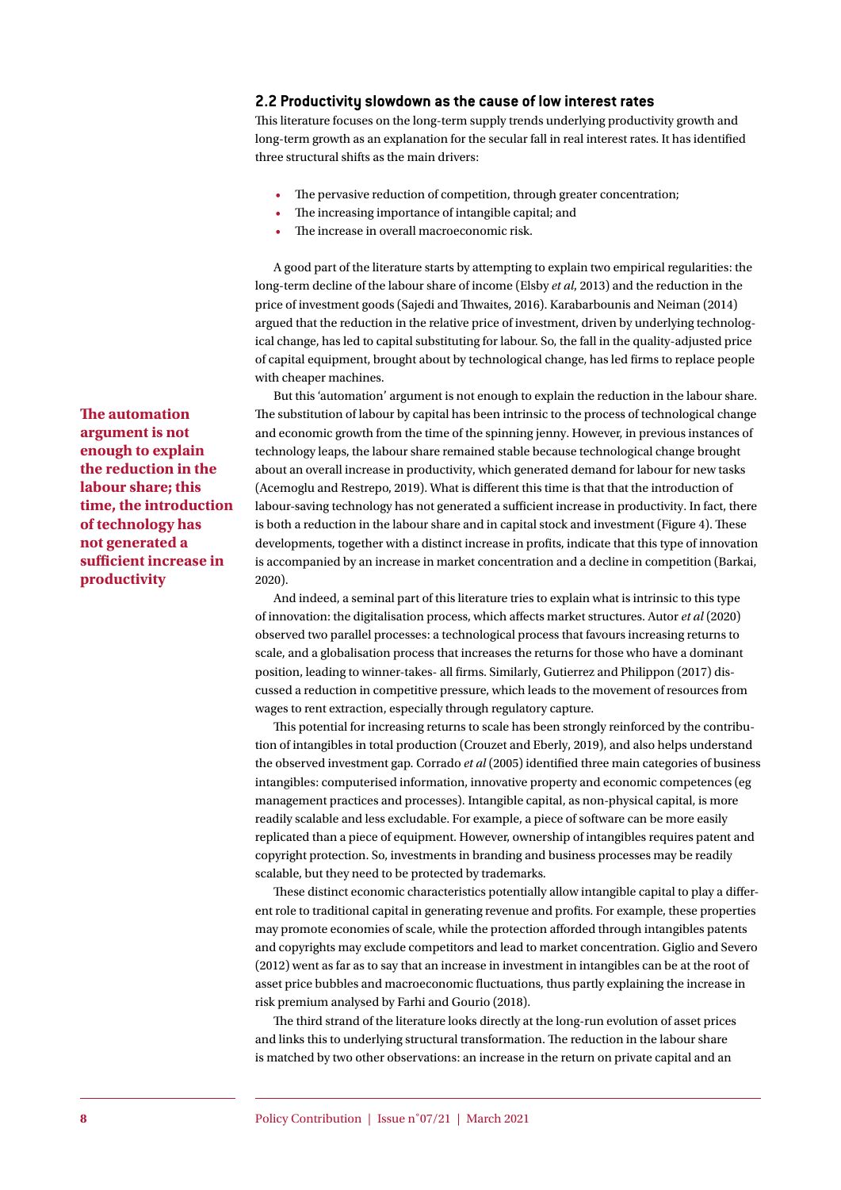## 2.2 Productivity slowdown as the cause of low interest rates

This literature focuses on the long-term supply trends underlying productivity growth and long-term growth as an explanation for the secular fall in real interest rates. It has identified three structural shifts as the main drivers:

- The pervasive reduction of competition, through greater concentration;
- The increasing importance of intangible capital; and
- The increase in overall macroeconomic risk.

A good part of the literature starts by attempting to explain two empirical regularities: the long-term decline of the labour share of income (Elsby *et al*, 2013) and the reduction in the price of investment goods (Sajedi and Thwaites, 2016). Karabarbounis and Neiman (2014) argued that the reduction in the relative price of investment, driven by underlying technological change, has led to capital substituting for labour. So, the fall in the quality-adjusted price of capital equipment, brought about by technological change, has led firms to replace people with cheaper machines.

**The automation argument is not enough to explain the reduction in the labour share; this time, the introduction of technology has not generated a sufficient increase in productivity**

But this 'automation' argument is not enough to explain the reduction in the labour share. The substitution of labour by capital has been intrinsic to the process of technological change and economic growth from the time of the spinning jenny. However, in previous instances of technology leaps, the labour share remained stable because technological change brought about an overall increase in productivity, which generated demand for labour for new tasks (Acemoglu and Restrepo, 2019). What is different this time is that that the introduction of labour-saving technology has not generated a sufficient increase in productivity. In fact, there is both a reduction in the labour share and in capital stock and investment (Figure 4). These developments, together with a distinct increase in profits, indicate that this type of innovation is accompanied by an increase in market concentration and a decline in competition (Barkai, 2020).

And indeed, a seminal part of this literature tries to explain what is intrinsic to this type of innovation: the digitalisation process, which affects market structures. Autor *et al* (2020) observed two parallel processes: a technological process that favours increasing returns to scale, and a globalisation process that increases the returns for those who have a dominant position, leading to winner-takes- all firms. Similarly, Gutierrez and Philippon (2017) discussed a reduction in competitive pressure, which leads to the movement of resources from wages to rent extraction, especially through regulatory capture.

This potential for increasing returns to scale has been strongly reinforced by the contribution of intangibles in total production (Crouzet and Eberly, 2019), and also helps understand the observed investment gap. Corrado *et al* (2005) identified three main categories of business intangibles: computerised information, innovative property and economic competences (eg management practices and processes). Intangible capital, as non-physical capital, is more readily scalable and less excludable. For example, a piece of software can be more easily replicated than a piece of equipment. However, ownership of intangibles requires patent and copyright protection. So, investments in branding and business processes may be readily scalable, but they need to be protected by trademarks.

These distinct economic characteristics potentially allow intangible capital to play a different role to traditional capital in generating revenue and profits. For example, these properties may promote economies of scale, while the protection afforded through intangibles patents and copyrights may exclude competitors and lead to market concentration. Giglio and Severo (2012) went as far as to say that an increase in investment in intangibles can be at the root of asset price bubbles and macroeconomic fluctuations, thus partly explaining the increase in risk premium analysed by Farhi and Gourio (2018).

The third strand of the literature looks directly at the long-run evolution of asset prices and links this to underlying structural transformation. The reduction in the labour share is matched by two other observations: an increase in the return on private capital and an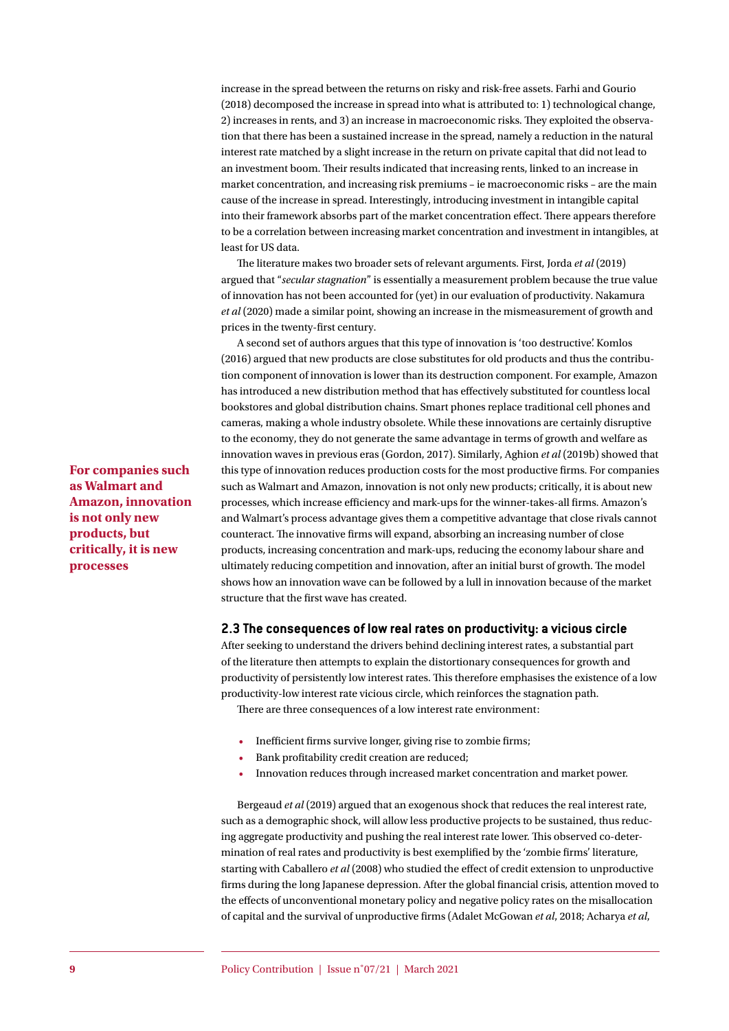increase in the spread between the returns on risky and risk-free assets. Farhi and Gourio (2018) decomposed the increase in spread into what is attributed to: 1) technological change, 2) increases in rents, and 3) an increase in macroeconomic risks. They exploited the observation that there has been a sustained increase in the spread, namely a reduction in the natural interest rate matched by a slight increase in the return on private capital that did not lead to an investment boom. Their results indicated that increasing rents, linked to an increase in market concentration, and increasing risk premiums – ie macroeconomic risks – are the main cause of the increase in spread. Interestingly, introducing investment in intangible capital into their framework absorbs part of the market concentration effect. There appears therefore to be a correlation between increasing market concentration and investment in intangibles, at least for US data.

The literature makes two broader sets of relevant arguments. First, Jorda *et al* (2019) argued that "*secular stagnation*" is essentially a measurement problem because the true value of innovation has not been accounted for (yet) in our evaluation of productivity. Nakamura *et al* (2020) made a similar point, showing an increase in the mismeasurement of growth and prices in the twenty-first century.

A second set of authors argues that this type of innovation is 'too destructive'. Komlos (2016) argued that new products are close substitutes for old products and thus the contribution component of innovation is lower than its destruction component. For example, Amazon has introduced a new distribution method that has effectively substituted for countless local bookstores and global distribution chains. Smart phones replace traditional cell phones and cameras, making a whole industry obsolete. While these innovations are certainly disruptive to the economy, they do not generate the same advantage in terms of growth and welfare as innovation waves in previous eras (Gordon, 2017). Similarly, Aghion *et al* (2019b) showed that this type of innovation reduces production costs for the most productive firms. For companies such as Walmart and Amazon, innovation is not only new products; critically, it is about new processes, which increase efficiency and mark-ups for the winner-takes-all firms. Amazon's and Walmart's process advantage gives them a competitive advantage that close rivals cannot counteract. The innovative firms will expand, absorbing an increasing number of close products, increasing concentration and mark-ups, reducing the economy labour share and ultimately reducing competition and innovation, after an initial burst of growth. The model shows how an innovation wave can be followed by a lull in innovation because of the market structure that the first wave has created.

**For companies such as Walmart and Amazon, innovation is not only new products, but critically, it is new processes**

### 2.3 The consequences of low real rates on productivity: a vicious circle

After seeking to understand the drivers behind declining interest rates, a substantial part of the literature then attempts to explain the distortionary consequences for growth and productivity of persistently low interest rates. This therefore emphasises the existence of a low productivity-low interest rate vicious circle, which reinforces the stagnation path.

There are three consequences of a low interest rate environment:

- Inefficient firms survive longer, giving rise to zombie firms;
- Bank profitability credit creation are reduced;
- Innovation reduces through increased market concentration and market power.

Bergeaud *et al* (2019) argued that an exogenous shock that reduces the real interest rate, such as a demographic shock, will allow less productive projects to be sustained, thus reducing aggregate productivity and pushing the real interest rate lower. This observed co-determination of real rates and productivity is best exemplified by the 'zombie firms' literature, starting with Caballero *et al* (2008) who studied the effect of credit extension to unproductive firms during the long Japanese depression. After the global financial crisis, attention moved to the effects of unconventional monetary policy and negative policy rates on the misallocation of capital and the survival of unproductive firms (Adalet McGowan *et al*, 2018; Acharya *et al*,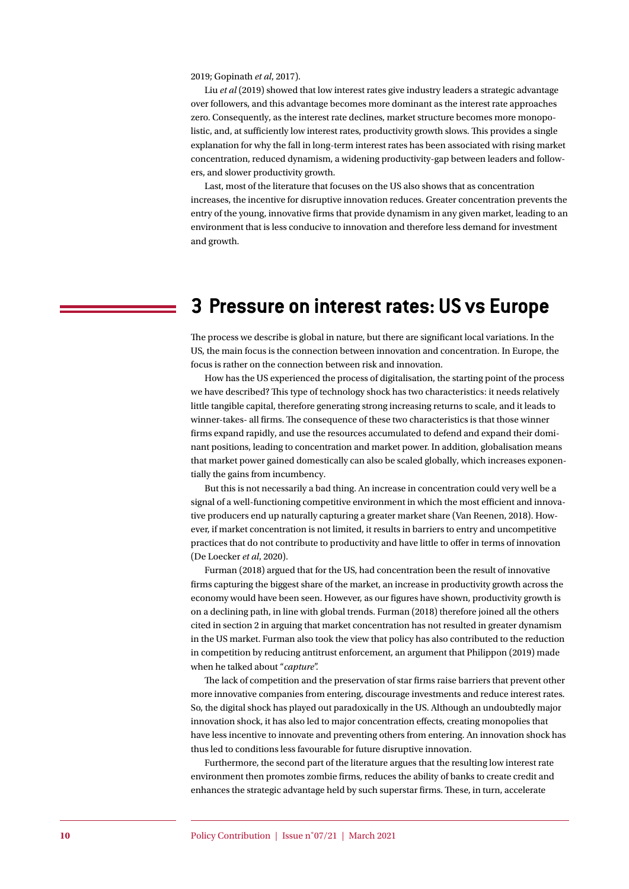2019; Gopinath *et al*, 2017).

Liu *et al* (2019) showed that low interest rates give industry leaders a strategic advantage over followers, and this advantage becomes more dominant as the interest rate approaches zero. Consequently, as the interest rate declines, market structure becomes more monopolistic, and, at sufficiently low interest rates, productivity growth slows. This provides a single explanation for why the fall in long-term interest rates has been associated with rising market concentration, reduced dynamism, a widening productivity-gap between leaders and followers, and slower productivity growth.

Last, most of the literature that focuses on the US also shows that as concentration increases, the incentive for disruptive innovation reduces. Greater concentration prevents the entry of the young, innovative firms that provide dynamism in any given market, leading to an environment that is less conducive to innovation and therefore less demand for investment and growth.

## 3 Pressure on interest rates: US vs Europe

The process we describe is global in nature, but there are significant local variations. In the US, the main focus is the connection between innovation and concentration. In Europe, the focus is rather on the connection between risk and innovation.

How has the US experienced the process of digitalisation, the starting point of the process we have described? This type of technology shock has two characteristics: it needs relatively little tangible capital, therefore generating strong increasing returns to scale, and it leads to winner-takes- all firms. The consequence of these two characteristics is that those winner firms expand rapidly, and use the resources accumulated to defend and expand their dominant positions, leading to concentration and market power. In addition, globalisation means that market power gained domestically can also be scaled globally, which increases exponentially the gains from incumbency.

But this is not necessarily a bad thing. An increase in concentration could very well be a signal of a well-functioning competitive environment in which the most efficient and innovative producers end up naturally capturing a greater market share (Van Reenen, 2018). However, if market concentration is not limited, it results in barriers to entry and uncompetitive practices that do not contribute to productivity and have little to offer in terms of innovation (De Loecker *et al*, 2020).

Furman (2018) argued that for the US, had concentration been the result of innovative firms capturing the biggest share of the market, an increase in productivity growth across the economy would have been seen. However, as our figures have shown, productivity growth is on a declining path, in line with global trends. Furman (2018) therefore joined all the others cited in section 2 in arguing that market concentration has not resulted in greater dynamism in the US market. Furman also took the view that policy has also contributed to the reduction in competition by reducing antitrust enforcement, an argument that Philippon (2019) made when he talked about "*capture*".

The lack of competition and the preservation of star firms raise barriers that prevent other more innovative companies from entering, discourage investments and reduce interest rates. So, the digital shock has played out paradoxically in the US. Although an undoubtedly major innovation shock, it has also led to major concentration effects, creating monopolies that have less incentive to innovate and preventing others from entering. An innovation shock has thus led to conditions less favourable for future disruptive innovation.

Furthermore, the second part of the literature argues that the resulting low interest rate environment then promotes zombie firms, reduces the ability of banks to create credit and enhances the strategic advantage held by such superstar firms. These, in turn, accelerate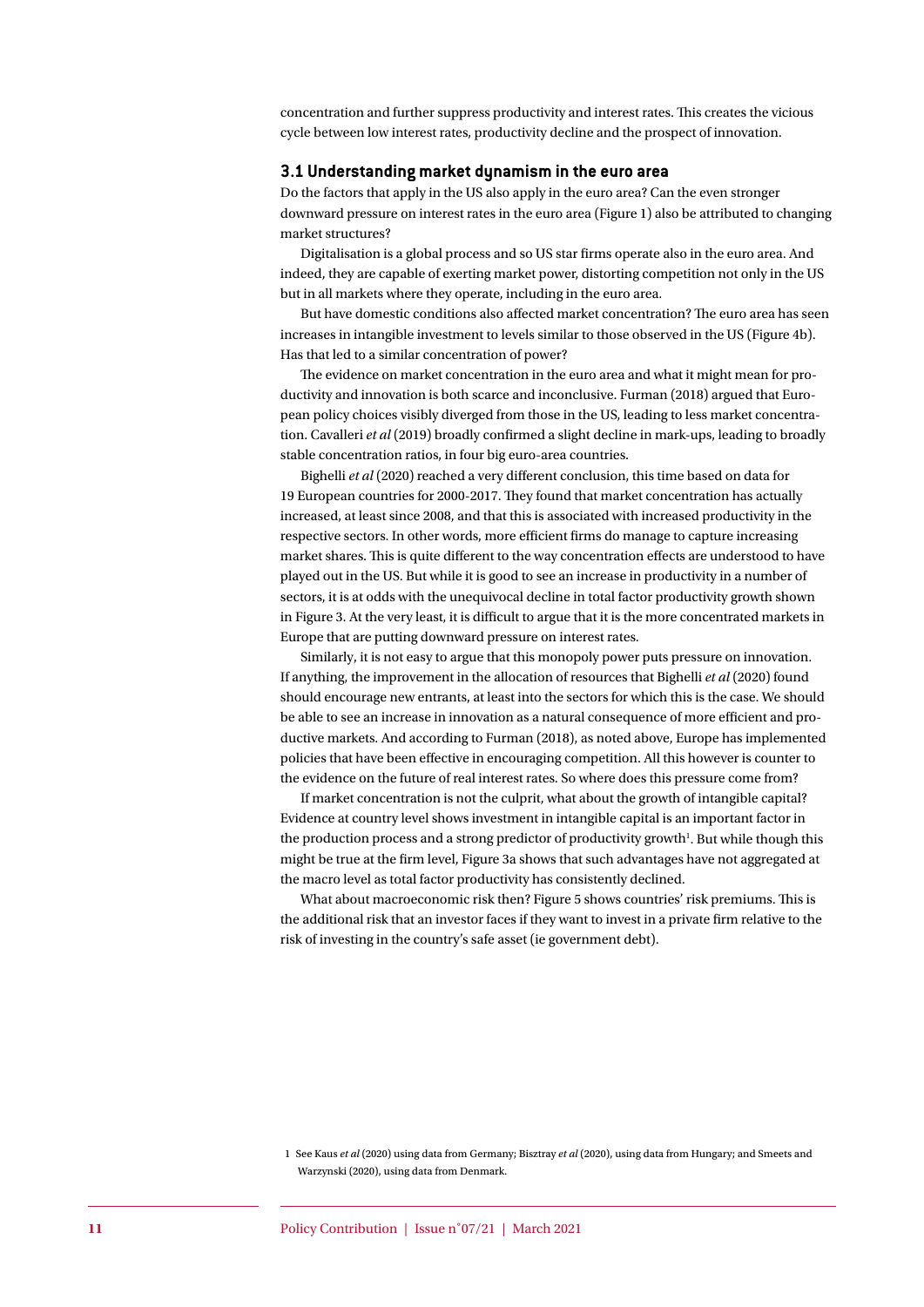concentration and further suppress productivity and interest rates. This creates the vicious cycle between low interest rates, productivity decline and the prospect of innovation.

### 3.1 Understanding market dynamism in the euro area

Do the factors that apply in the US also apply in the euro area? Can the even stronger downward pressure on interest rates in the euro area (Figure 1) also be attributed to changing market structures?

Digitalisation is a global process and so US star firms operate also in the euro area. And indeed, they are capable of exerting market power, distorting competition not only in the US but in all markets where they operate, including in the euro area.

But have domestic conditions also affected market concentration? The euro area has seen increases in intangible investment to levels similar to those observed in the US (Figure 4b). Has that led to a similar concentration of power?

The evidence on market concentration in the euro area and what it might mean for productivity and innovation is both scarce and inconclusive. Furman (2018) argued that European policy choices visibly diverged from those in the US, leading to less market concentration. Cavalleri *et al* (2019) broadly confirmed a slight decline in mark-ups, leading to broadly stable concentration ratios, in four big euro-area countries.

Bighelli *et al* (2020) reached a very different conclusion, this time based on data for 19 European countries for 2000-2017. They found that market concentration has actually increased, at least since 2008, and that this is associated with increased productivity in the respective sectors. In other words, more efficient firms do manage to capture increasing market shares. This is quite different to the way concentration effects are understood to have played out in the US. But while it is good to see an increase in productivity in a number of sectors, it is at odds with the unequivocal decline in total factor productivity growth shown in Figure 3. At the very least, it is difficult to argue that it is the more concentrated markets in Europe that are putting downward pressure on interest rates.

Similarly, it is not easy to argue that this monopoly power puts pressure on innovation. If anything, the improvement in the allocation of resources that Bighelli *et al* (2020) found should encourage new entrants, at least into the sectors for which this is the case. We should be able to see an increase in innovation as a natural consequence of more efficient and productive markets. And according to Furman (2018), as noted above, Europe has implemented policies that have been effective in encouraging competition. All this however is counter to the evidence on the future of real interest rates. So where does this pressure come from?

If market concentration is not the culprit, what about the growth of intangible capital? Evidence at country level shows investment in intangible capital is an important factor in the production process and a strong predictor of productivity growth[1]. But while though this might be true at the firm level, Figure 3a shows that such advantages have not aggregated at the macro level as total factor productivity has consistently declined.

What about macroeconomic risk then? Figure 5 shows countries' risk premiums. This is the additional risk that an investor faces if they want to invest in a private firm relative to the risk of investing in the country's safe asset (ie government debt).

1 See Kaus *et al* (2020) using data from Germany; Bisztray *et al* (2020), using data from Hungary; and Smeets and Warzynski (2020), using data from Denmark.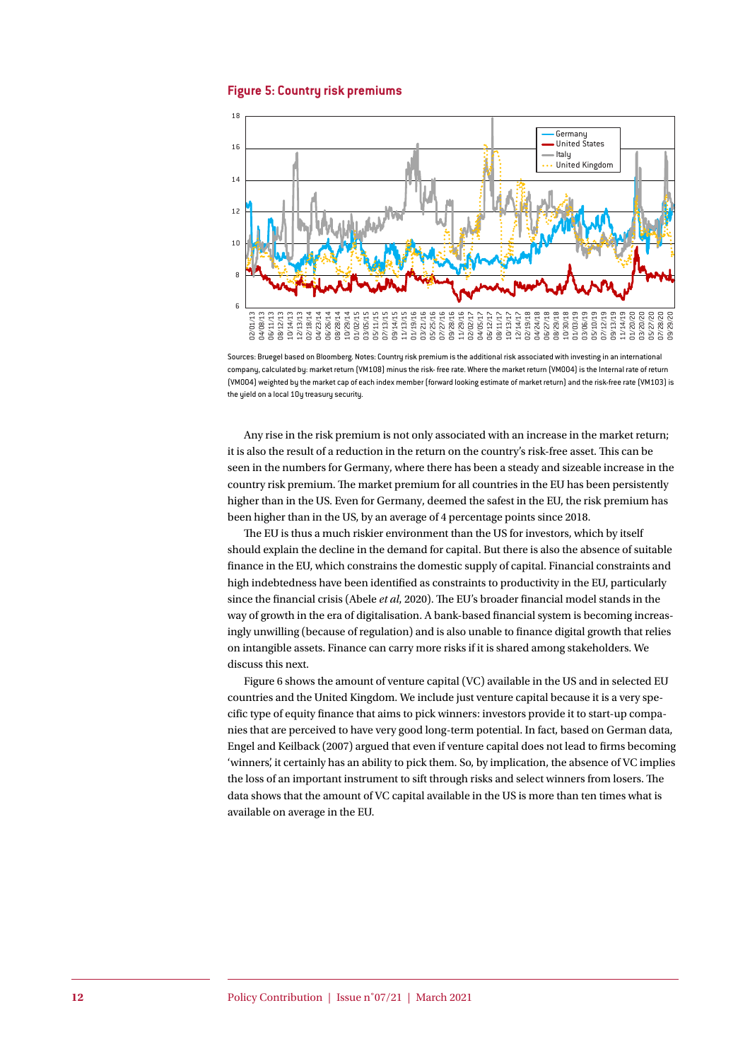**Figure 5: Country risk premiums**

18
16
14
12
10
8
6

Germany
United States
Italy
United Kingdom

02/01/13 04/08/13 06/11/13 08/12/13 10/14/13 12/13/13 02/18/14 04/23/14 06/26/14 08/28/14 10/29/14 01/02/15 03/05/15 05/11/15 07/13/15 09/14/15 11/13/15 01/19/16 03/21/16 05/25/16 07/27/16 09/28/16 11/29/16 02/02/17 04/05/17 06/12/17 08/11/17 10/13/17 12/14/17 02/19/18 04/24/18 06/27/18 08/29/18 10/30/18 01/03/19 03/06/19 05/10/19 07/12/19 09/13/19 11/14/19 01/20/20 03/20/20 05/27/20 07/28/20 09/29/20

Sources: Bruegel based on Bloomberg. Notes: Country risk premium is the additional risk associated with investing in an international company, calculated by: market return (VM108) minus the risk- free rate. Where the market return (VM004) is the Internal rate of return (VM004) weighted by the market cap of each index member (forward looking estimate of market return) and the risk-free rate (VM103) is the yield on a local 10y treasury security.

Any rise in the risk premium is not only associated with an increase in the market return; it is also the result of a reduction in the return on the country's risk-free asset. This can be seen in the numbers for Germany, where there has been a steady and sizeable increase in the country risk premium. The market premium for all countries in the EU has been persistently higher than in the US. Even for Germany, deemed the safest in the EU, the risk premium has been higher than in the US, by an average of 4 percentage points since 2018.

The EU is thus a much riskier environment than the US for investors, which by itself should explain the decline in the demand for capital. But there is also the absence of suitable finance in the EU, which constrains the domestic supply of capital. Financial constraints and high indebtedness have been identified as constraints to productivity in the EU, particularly since the financial crisis (Abele *et al*, 2020). The EU's broader financial model stands in the way of growth in the era of digitalisation. A bank-based financial system is becoming increasingly unwilling (because of regulation) and is also unable to finance digital growth that relies on intangible assets. Finance can carry more risks if it is shared among stakeholders. We discuss this next.

Figure 6 shows the amount of venture capital (VC) available in the US and in selected EU countries and the United Kingdom. We include just venture capital because it is a very specific type of equity finance that aims to pick winners: investors provide it to start-up companies that are perceived to have very good long-term potential. In fact, based on German data, Engel and Keilback (2007) argued that even if venture capital does not lead to firms becoming 'winners', it certainly has an ability to pick them. So, by implication, the absence of VC implies the loss of an important instrument to sift through risks and select winners from losers. The data shows that the amount of VC capital available in the US is more than ten times what is available on average in the EU.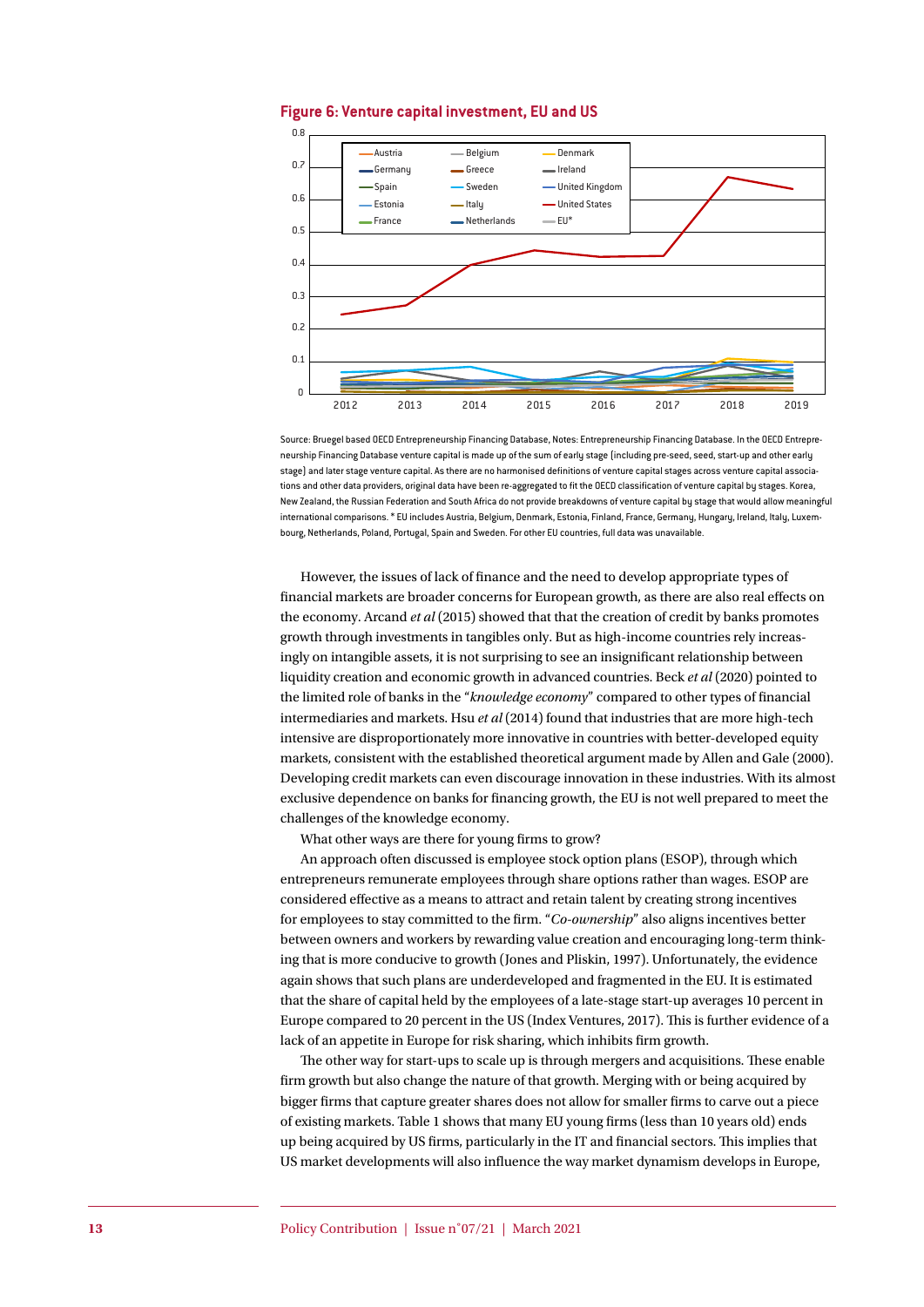**Figure 6: Venture capital investment, EU and US**

0.8
0.7
0.6
0.5
0.4
0.3
0.2
0.1
0

2012 2013 2014 2015 2016 2017 2018 2019

Austria
Belgium
Denmark
Germany
Greece
Ireland
Spain
Sweden
United Kingdom
Estonia
Italy
United States
France
Netherlands
EU*

Source: Bruegel based OECD Entrepreneurship Financing Database, Notes: Entrepreneurship Financing Database. In the OECD Entrepreneurship Financing Database venture capital is made up of the sum of early stage (including pre-seed, seed, start-up and other early stage) and later stage venture capital. As there are no harmonised definitions of venture capital stages across venture capital associations and other data providers, original data have been re-aggregated to fit the OECD classification of venture capital by stages. Korea, New Zealand, the Russian Federation and South Africa do not provide breakdowns of venture capital by stage that would allow meaningful international comparisons. * EU includes Austria, Belgium, Denmark, Estonia, Finland, France, Germany, Hungary, Ireland, Italy, Luxembourg, Netherlands, Poland, Portugal, Spain and Sweden. For other EU countries, full data was unavailable.

However, the issues of lack of finance and the need to develop appropriate types of financial markets are broader concerns for European growth, as there are also real effects on the economy. Arcand *et al* (2015) showed that that the creation of credit by banks promotes growth through investments in tangibles only. But as high-income countries rely increasingly on intangible assets, it is not surprising to see an insignificant relationship between liquidity creation and economic growth in advanced countries. Beck *et al* (2020) pointed to the limited role of banks in the "*knowledge economy*" compared to other types of financial intermediaries and markets. Hsu *et al* (2014) found that industries that are more high-tech intensive are disproportionately more innovative in countries with better-developed equity markets, consistent with the established theoretical argument made by Allen and Gale (2000). Developing credit markets can even discourage innovation in these industries. With its almost exclusive dependence on banks for financing growth, the EU is not well prepared to meet the challenges of the knowledge economy.

What other ways are there for young firms to grow?

An approach often discussed is employee stock option plans (ESOP), through which entrepreneurs remunerate employees through share options rather than wages. ESOP are considered effective as a means to attract and retain talent by creating strong incentives for employees to stay committed to the firm. "*Co-ownership*" also aligns incentives better between owners and workers by rewarding value creation and encouraging long-term thinking that is more conducive to growth (Jones and Pliskin, 1997). Unfortunately, the evidence again shows that such plans are underdeveloped and fragmented in the EU. It is estimated that the share of capital held by the employees of a late-stage start-up averages 10 percent in Europe compared to 20 percent in the US (Index Ventures, 2017). This is further evidence of a lack of an appetite in Europe for risk sharing, which inhibits firm growth.

The other way for start-ups to scale up is through mergers and acquisitions. These enable firm growth but also change the nature of that growth. Merging with or being acquired by bigger firms that capture greater shares does not allow for smaller firms to carve out a piece of existing markets. Table 1 shows that many EU young firms (less than 10 years old) ends up being acquired by US firms, particularly in the IT and financial sectors. This implies that US market developments will also influence the way market dynamism develops in Europe,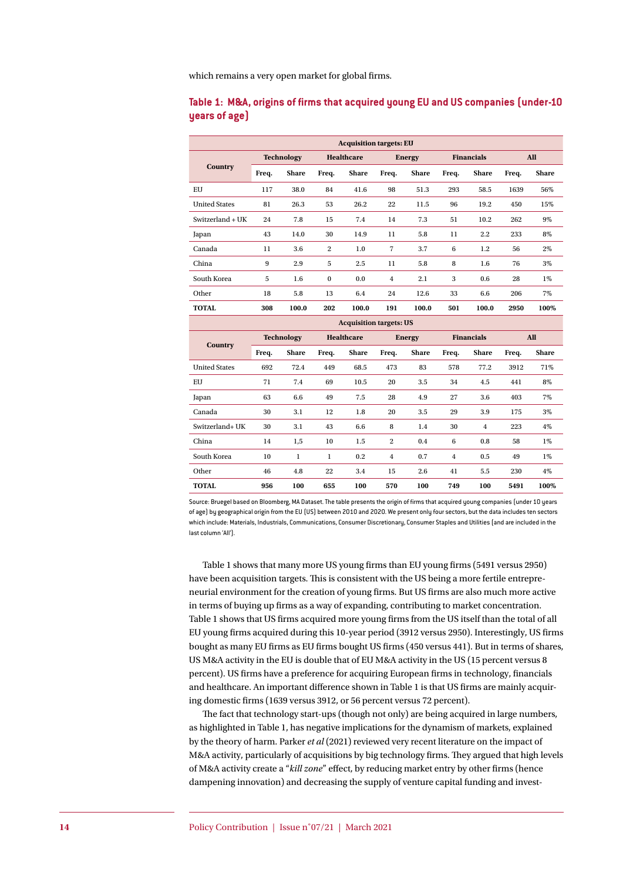which remains a very open market for global firms.

### Table 1: M&A, origins of firms that acquired young EU and US companies (under-10 years of age)

| Country | Technology | | Healthcare | | Energy | | Financials | | All | |
|---|---|---|---|---|---|---|---|---|---|---|
| **Acquisition targets: EU** | | | | | | | | | | |
| | Freq. | Share | Freq. | Share | Freq. | Share | Freq. | Share | Freq. | Share |
| EU | 117 | 38.0 | 84 | 41.6 | 98 | 51.3 | 293 | 58.5 | 1639 | 56% |
| United States | 81 | 26.3 | 53 | 26.2 | 22 | 11.5 | 96 | 19.2 | 450 | 15% |
| Switzerland + UK | 24 | 7.8 | 15 | 7.4 | 14 | 7.3 | 51 | 10.2 | 262 | 9% |
| Japan | 43 | 14.0 | 30 | 14.9 | 11 | 5.8 | 11 | 2.2 | 233 | 8% |
| Canada | 11 | 3.6 | 2 | 1.0 | 7 | 3.7 | 6 | 1.2 | 56 | 2% |
| China | 9 | 2.9 | 5 | 2.5 | 11 | 5.8 | 8 | 1.6 | 76 | 3% |
| South Korea | 5 | 1.6 | 0 | 0.0 | 4 | 2.1 | 3 | 0.6 | 28 | 1% |
| Other | 18 | 5.8 | 13 | 6.4 | 24 | 12.6 | 33 | 6.6 | 206 | 7% |
| **TOTAL** | **308** | **100.0** | **202** | **100.0** | **191** | **100.0** | **501** | **100.0** | **2950** | **100%** |
| **Acquisition targets: US** | | | | | | | | | | |
| | Freq. | Share | Freq. | Share | Freq. | Share | Freq. | Share | Freq. | Share |
| United States | 692 | 72.4 | 449 | 68.5 | 473 | 83 | 578 | 77.2 | 3912 | 71% |
| EU | 71 | 7.4 | 69 | 10.5 | 20 | 3.5 | 34 | 4.5 | 441 | 8% |
| Japan | 63 | 6.6 | 49 | 7.5 | 28 | 4.9 | 27 | 3.6 | 403 | 7% |
| Canada | 30 | 3.1 | 12 | 1.8 | 20 | 3.5 | 29 | 3.9 | 175 | 3% |
| Switzerland+ UK | 30 | 3.1 | 43 | 6.6 | 8 | 1.4 | 30 | 4 | 223 | 4% |
| China | 14 | 1,5 | 10 | 1.5 | 2 | 0.4 | 6 | 0.8 | 58 | 1% |
| South Korea | 10 | 1 | 1 | 0.2 | 4 | 0.7 | 4 | 0.5 | 49 | 1% |
| Other | 46 | 4.8 | 22 | 3.4 | 15 | 2.6 | 41 | 5.5 | 230 | 4% |
| **TOTAL** | **956** | **100** | **655** | **100** | **570** | **100** | **749** | **100** | **5491** | **100%** |

Source: Bruegel based on Bloomberg, MA Dataset. The table presents the origin of firms that acquired young companies (under 10 years of age) by geographical origin from the EU (US) between 2010 and 2020. We present only four sectors, but the data includes ten sectors which include: Materials, Industrials, Communications, Consumer Discretionary, Consumer Staples and Utilities (and are included in the last column 'All').

Table 1 shows that many more US young firms than EU young firms (5491 versus 2950) have been acquisition targets. This is consistent with the US being a more fertile entrepreneurial environment for the creation of young firms. But US firms are also much more active in terms of buying up firms as a way of expanding, contributing to market concentration. Table 1 shows that US firms acquired more young firms from the US itself than the total of all EU young firms acquired during this 10-year period (3912 versus 2950). Interestingly, US firms bought as many EU firms as EU firms bought US firms (450 versus 441). But in terms of shares, US M&A activity in the EU is double that of EU M&A activity in the US (15 percent versus 8 percent). US firms have a preference for acquiring European firms in technology, financials and healthcare. An important difference shown in Table 1 is that US firms are mainly acquiring domestic firms (1639 versus 3912, or 56 percent versus 72 percent).

The fact that technology start-ups (though not only) are being acquired in large numbers, as highlighted in Table 1, has negative implications for the dynamism of markets, explained by the theory of harm. Parker *et al* (2021) reviewed very recent literature on the impact of M&A activity, particularly of acquisitions by big technology firms. They argued that high levels of M&A activity create a "*kill zone*" effect, by reducing market entry by other firms (hence dampening innovation) and decreasing the supply of venture capital funding and invest-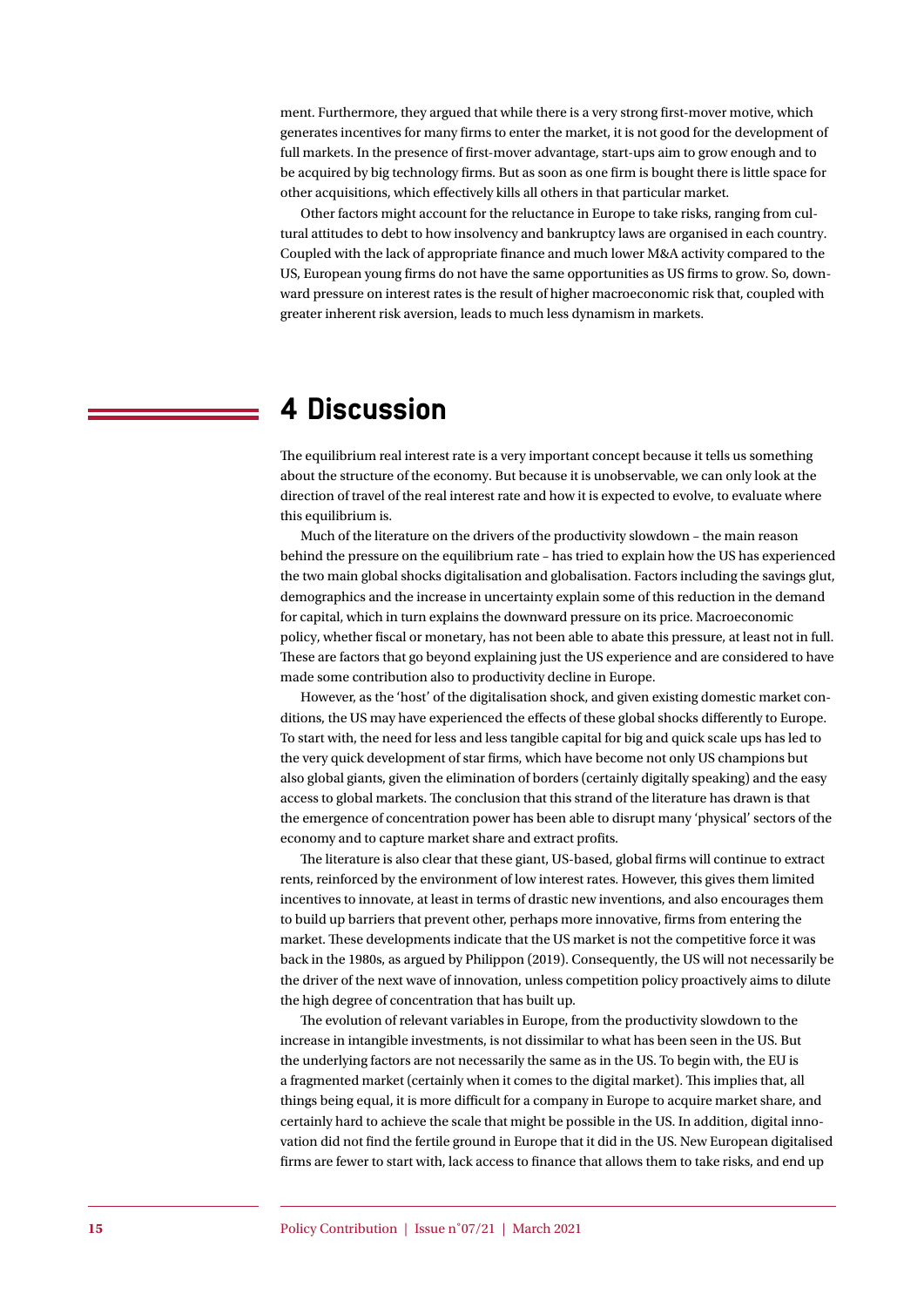ment. Furthermore, they argued that while there is a very strong first-mover motive, which generates incentives for many firms to enter the market, it is not good for the development of full markets. In the presence of first-mover advantage, start-ups aim to grow enough and to be acquired by big technology firms. But as soon as one firm is bought there is little space for other acquisitions, which effectively kills all others in that particular market.

Other factors might account for the reluctance in Europe to take risks, ranging from cultural attitudes to debt to how insolvency and bankruptcy laws are organised in each country. Coupled with the lack of appropriate finance and much lower M&A activity compared to the US, European young firms do not have the same opportunities as US firms to grow. So, downward pressure on interest rates is the result of higher macroeconomic risk that, coupled with greater inherent risk aversion, leads to much less dynamism in markets.

# 4 Discussion

The equilibrium real interest rate is a very important concept because it tells us something about the structure of the economy. But because it is unobservable, we can only look at the direction of travel of the real interest rate and how it is expected to evolve, to evaluate where this equilibrium is.

Much of the literature on the drivers of the productivity slowdown – the main reason behind the pressure on the equilibrium rate – has tried to explain how the US has experienced the two main global shocks digitalisation and globalisation. Factors including the savings glut, demographics and the increase in uncertainty explain some of this reduction in the demand for capital, which in turn explains the downward pressure on its price. Macroeconomic policy, whether fiscal or monetary, has not been able to abate this pressure, at least not in full. These are factors that go beyond explaining just the US experience and are considered to have made some contribution also to productivity decline in Europe.

However, as the 'host' of the digitalisation shock, and given existing domestic market conditions, the US may have experienced the effects of these global shocks differently to Europe. To start with, the need for less and less tangible capital for big and quick scale ups has led to the very quick development of star firms, which have become not only US champions but also global giants, given the elimination of borders (certainly digitally speaking) and the easy access to global markets. The conclusion that this strand of the literature has drawn is that the emergence of concentration power has been able to disrupt many 'physical' sectors of the economy and to capture market share and extract profits.

The literature is also clear that these giant, US-based, global firms will continue to extract rents, reinforced by the environment of low interest rates. However, this gives them limited incentives to innovate, at least in terms of drastic new inventions, and also encourages them to build up barriers that prevent other, perhaps more innovative, firms from entering the market. These developments indicate that the US market is not the competitive force it was back in the 1980s, as argued by Philippon (2019). Consequently, the US will not necessarily be the driver of the next wave of innovation, unless competition policy proactively aims to dilute the high degree of concentration that has built up.

The evolution of relevant variables in Europe, from the productivity slowdown to the increase in intangible investments, is not dissimilar to what has been seen in the US. But the underlying factors are not necessarily the same as in the US. To begin with, the EU is a fragmented market (certainly when it comes to the digital market). This implies that, all things being equal, it is more difficult for a company in Europe to acquire market share, and certainly hard to achieve the scale that might be possible in the US. In addition, digital innovation did not find the fertile ground in Europe that it did in the US. New European digitalised firms are fewer to start with, lack access to finance that allows them to take risks, and end up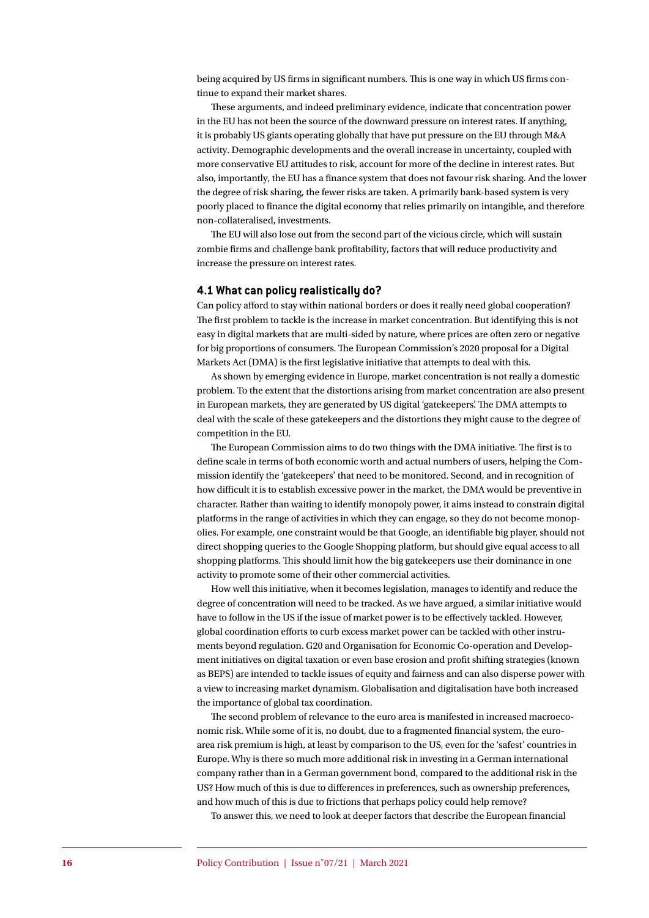being acquired by US firms in significant numbers. This is one way in which US firms continue to expand their market shares.

These arguments, and indeed preliminary evidence, indicate that concentration power in the EU has not been the source of the downward pressure on interest rates. If anything, it is probably US giants operating globally that have put pressure on the EU through M&A activity. Demographic developments and the overall increase in uncertainty, coupled with more conservative EU attitudes to risk, account for more of the decline in interest rates. But also, importantly, the EU has a finance system that does not favour risk sharing. And the lower the degree of risk sharing, the fewer risks are taken. A primarily bank-based system is very poorly placed to finance the digital economy that relies primarily on intangible, and therefore non-collateralised, investments.

The EU will also lose out from the second part of the vicious circle, which will sustain zombie firms and challenge bank profitability, factors that will reduce productivity and increase the pressure on interest rates.

### 4.1 What can policy realistically do?

Can policy afford to stay within national borders or does it really need global cooperation? The first problem to tackle is the increase in market concentration. But identifying this is not easy in digital markets that are multi-sided by nature, where prices are often zero or negative for big proportions of consumers. The European Commission's 2020 proposal for a Digital Markets Act (DMA) is the first legislative initiative that attempts to deal with this.

As shown by emerging evidence in Europe, market concentration is not really a domestic problem. To the extent that the distortions arising from market concentration are also present in European markets, they are generated by US digital 'gatekeepers'. The DMA attempts to deal with the scale of these gatekeepers and the distortions they might cause to the degree of competition in the EU.

The European Commission aims to do two things with the DMA initiative. The first is to define scale in terms of both economic worth and actual numbers of users, helping the Commission identify the 'gatekeepers' that need to be monitored. Second, and in recognition of how difficult it is to establish excessive power in the market, the DMA would be preventive in character. Rather than waiting to identify monopoly power, it aims instead to constrain digital platforms in the range of activities in which they can engage, so they do not become monopolies. For example, one constraint would be that Google, an identifiable big player, should not direct shopping queries to the Google Shopping platform, but should give equal access to all shopping platforms. This should limit how the big gatekeepers use their dominance in one activity to promote some of their other commercial activities.

How well this initiative, when it becomes legislation, manages to identify and reduce the degree of concentration will need to be tracked. As we have argued, a similar initiative would have to follow in the US if the issue of market power is to be effectively tackled. However, global coordination efforts to curb excess market power can be tackled with other instruments beyond regulation. G20 and Organisation for Economic Co-operation and Development initiatives on digital taxation or even base erosion and profit shifting strategies (known as BEPS) are intended to tackle issues of equity and fairness and can also disperse power with a view to increasing market dynamism. Globalisation and digitalisation have both increased the importance of global tax coordination.

The second problem of relevance to the euro area is manifested in increased macroeconomic risk. While some of it is, no doubt, due to a fragmented financial system, the euro-area risk premium is high, at least by comparison to the US, even for the 'safest' countries in Europe. Why is there so much more additional risk in investing in a German international company rather than in a German government bond, compared to the additional risk in the US? How much of this is due to differences in preferences, such as ownership preferences, and how much of this is due to frictions that perhaps policy could help remove?

To answer this, we need to look at deeper factors that describe the European financial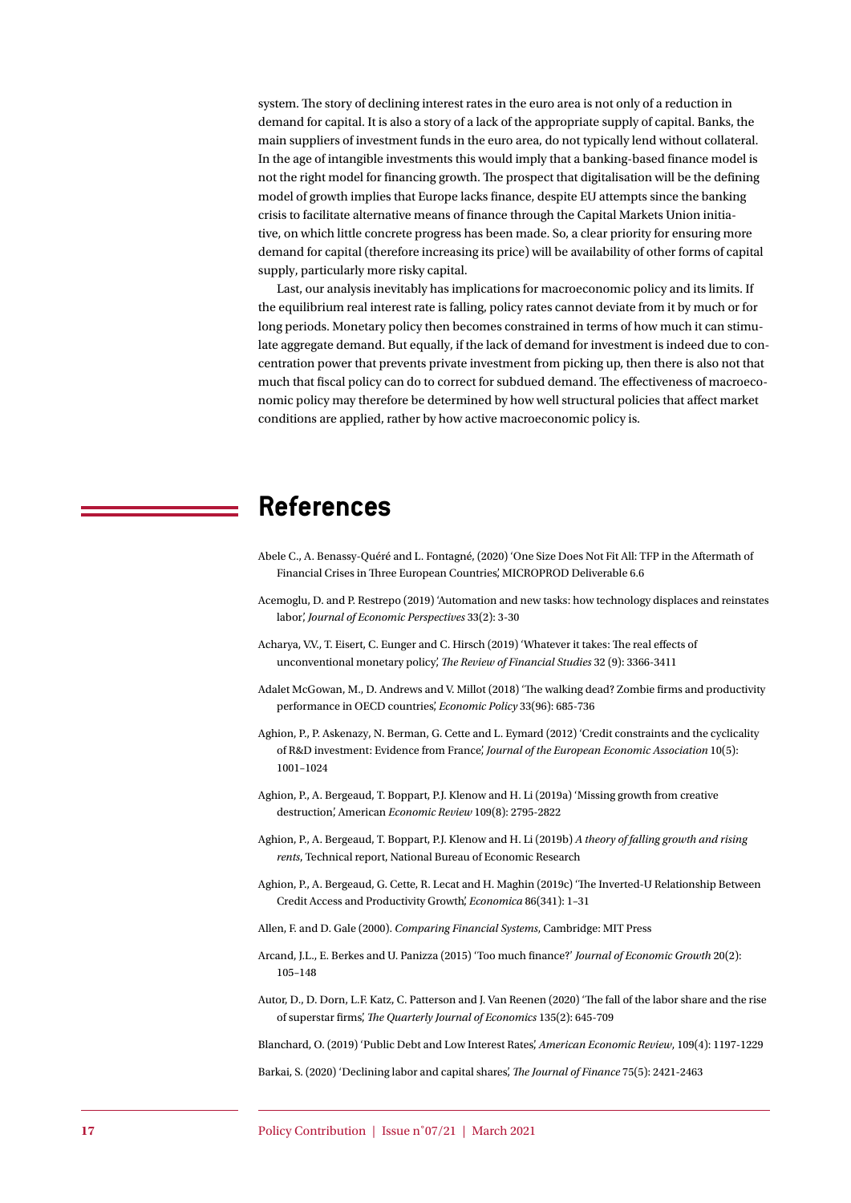system. The story of declining interest rates in the euro area is not only of a reduction in demand for capital. It is also a story of a lack of the appropriate supply of capital. Banks, the main suppliers of investment funds in the euro area, do not typically lend without collateral. In the age of intangible investments this would imply that a banking-based finance model is not the right model for financing growth. The prospect that digitalisation will be the defining model of growth implies that Europe lacks finance, despite EU attempts since the banking crisis to facilitate alternative means of finance through the Capital Markets Union initiative, on which little concrete progress has been made. So, a clear priority for ensuring more demand for capital (therefore increasing its price) will be availability of other forms of capital supply, particularly more risky capital.

Last, our analysis inevitably has implications for macroeconomic policy and its limits. If the equilibrium real interest rate is falling, policy rates cannot deviate from it by much or for long periods. Monetary policy then becomes constrained in terms of how much it can stimulate aggregate demand. But equally, if the lack of demand for investment is indeed due to concentration power that prevents private investment from picking up, then there is also not that much that fiscal policy can do to correct for subdued demand. The effectiveness of macroeconomic policy may therefore be determined by how well structural policies that affect market conditions are applied, rather by how active macroeconomic policy is.

## References

Abele C., A. Benassy-Quéré and L. Fontagné, (2020) 'One Size Does Not Fit All: TFP in the Aftermath of Financial Crises in Three European Countries', MICROPROD Deliverable 6.6

Acemoglu, D. and P. Restrepo (2019) 'Automation and new tasks: how technology displaces and reinstates labor', *Journal of Economic Perspectives* 33(2): 3-30

Acharya, V.V., T. Eisert, C. Eunger and C. Hirsch (2019) 'Whatever it takes: The real effects of unconventional monetary policy', *The Review of Financial Studies* 32 (9): 3366-3411

Adalet McGowan, M., D. Andrews and V. Millot (2018) 'The walking dead? Zombie firms and productivity performance in OECD countries', *Economic Policy* 33(96): 685-736

Aghion, P., P. Askenazy, N. Berman, G. Cette and L. Eymard (2012) 'Credit constraints and the cyclicality of R&D investment: Evidence from France', *Journal of the European Economic Association* 10(5): 1001–1024

Aghion, P., A. Bergeaud, T. Boppart, P.J. Klenow and H. Li (2019a) 'Missing growth from creative destruction', American *Economic Review* 109(8): 2795-2822

Aghion, P., A. Bergeaud, T. Boppart, P.J. Klenow and H. Li (2019b) *A theory of falling growth and rising rents*, Technical report, National Bureau of Economic Research

Aghion, P., A. Bergeaud, G. Cette, R. Lecat and H. Maghin (2019c) 'The Inverted-U Relationship Between Credit Access and Productivity Growth', *Economica* 86(341): 1–31

Allen, F. and D. Gale (2000). *Comparing Financial Systems*, Cambridge: MIT Press

Arcand, J.L., E. Berkes and U. Panizza (2015) 'Too much finance?' *Journal of Economic Growth* 20(2): 105–148

Autor, D., D. Dorn, L.F. Katz, C. Patterson and J. Van Reenen (2020) 'The fall of the labor share and the rise of superstar firms', *The Quarterly Journal of Economics* 135(2): 645-709

Blanchard, O. (2019) 'Public Debt and Low Interest Rates', *American Economic Review*, 109(4): 1197-1229

Barkai, S. (2020) 'Declining labor and capital shares', *The Journal of Finance* 75(5): 2421-2463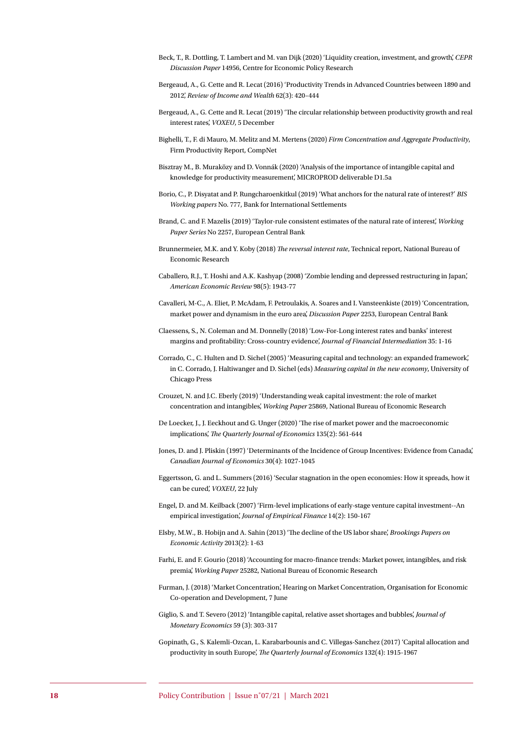Beck, T., R. Dottling, T. Lambert and M. van Dijk (2020) 'Liquidity creation, investment, and growth', *CEPR Discussion Paper* 14956, Centre for Economic Policy Research

Bergeaud, A., G. Cette and R. Lecat (2016) 'Productivity Trends in Advanced Countries between 1890 and 2012', *Review of Income and Wealth* 62(3): 420–444

Bergeaud, A., G. Cette and R. Lecat (2019) 'The circular relationship between productivity growth and real interest rates', *VOXEU*, 5 December

Bighelli, T., F. di Mauro, M. Melitz and M. Mertens (2020) *Firm Concentration and Aggregate Productivity*, Firm Productivity Report, CompNet

Bisztray M., B. Muraközy and D. Vonnák (2020) 'Analysis of the importance of intangible capital and knowledge for productivity measurement', MICROPROD deliverable D1.5a

Borio, C., P. Disyatat and P. Rungcharoenkitkul (2019) 'What anchors for the natural rate of interest?' *BIS Working papers* No. 777, Bank for International Settlements

Brand, C. and F. Mazelis (2019) 'Taylor-rule consistent estimates of the natural rate of interest', *Working Paper Series* No 2257, European Central Bank

Brunnermeier, M.K. and Y. Koby (2018) *The reversal interest rate*, Technical report, National Bureau of Economic Research

Caballero, R.J., T. Hoshi and A.K. Kashyap (2008) 'Zombie lending and depressed restructuring in Japan', *American Economic Review* 98(5): 1943-77

Cavalleri, M-C., A. Eliet, P. McAdam, F. Petroulakis, A. Soares and I. Vansteenkiste (2019) 'Concentration, market power and dynamism in the euro area', *Discussion Paper* 2253, European Central Bank

Claessens, S., N. Coleman and M. Donnelly (2018) 'Low-For-Long interest rates and banks' interest margins and profitability: Cross-country evidence', *Journal of Financial Intermediation* 35: 1-16

Corrado, C., C. Hulten and D. Sichel (2005) 'Measuring capital and technology: an expanded framework', in C. Corrado, J. Haltiwanger and D. Sichel (eds) *Measuring capital in the new economy*, University of Chicago Press

Crouzet, N. and J.C. Eberly (2019) 'Understanding weak capital investment: the role of market concentration and intangibles', *Working Paper* 25869, National Bureau of Economic Research

De Loecker, J., J. Eeckhout and G. Unger (2020) 'The rise of market power and the macroeconomic implications', *The Quarterly Journal of Economics* 135(2): 561-644

Jones, D. and J. Pliskin (1997) 'Determinants of the Incidence of Group Incentives: Evidence from Canada', *Canadian Journal of Economics* 30(4): 1027-1045

Eggertsson, G. and L. Summers (2016) 'Secular stagnation in the open economies: How it spreads, how it can be cured', *VOXEU*, 22 July

Engel, D. and M. Keilback (2007) 'Firm-level implications of early-stage venture capital investment--An empirical investigation', *Journal of Empirical Finance* 14(2): 150-167

Elsby, M.W., B. Hobijn and A. Sahin (2013) 'The decline of the US labor share', *Brookings Papers on Economic Activity* 2013(2): 1-63

Farhi, E. and F. Gourio (2018) 'Accounting for macro-finance trends: Market power, intangibles, and risk premia', *Working Paper* 25282, National Bureau of Economic Research

Furman, J. (2018) 'Market Concentration', Hearing on Market Concentration, Organisation for Economic Co-operation and Development, 7 June

Giglio, S. and T. Severo (2012) 'Intangible capital, relative asset shortages and bubbles', *Journal of Monetary Economics* 59 (3): 303-317

Gopinath, G., S. Kalemli-Ozcan, L. Karabarbounis and C. Villegas-Sanchez (2017) 'Capital allocation and productivity in south Europe', *The Quarterly Journal of Economics* 132(4): 1915-1967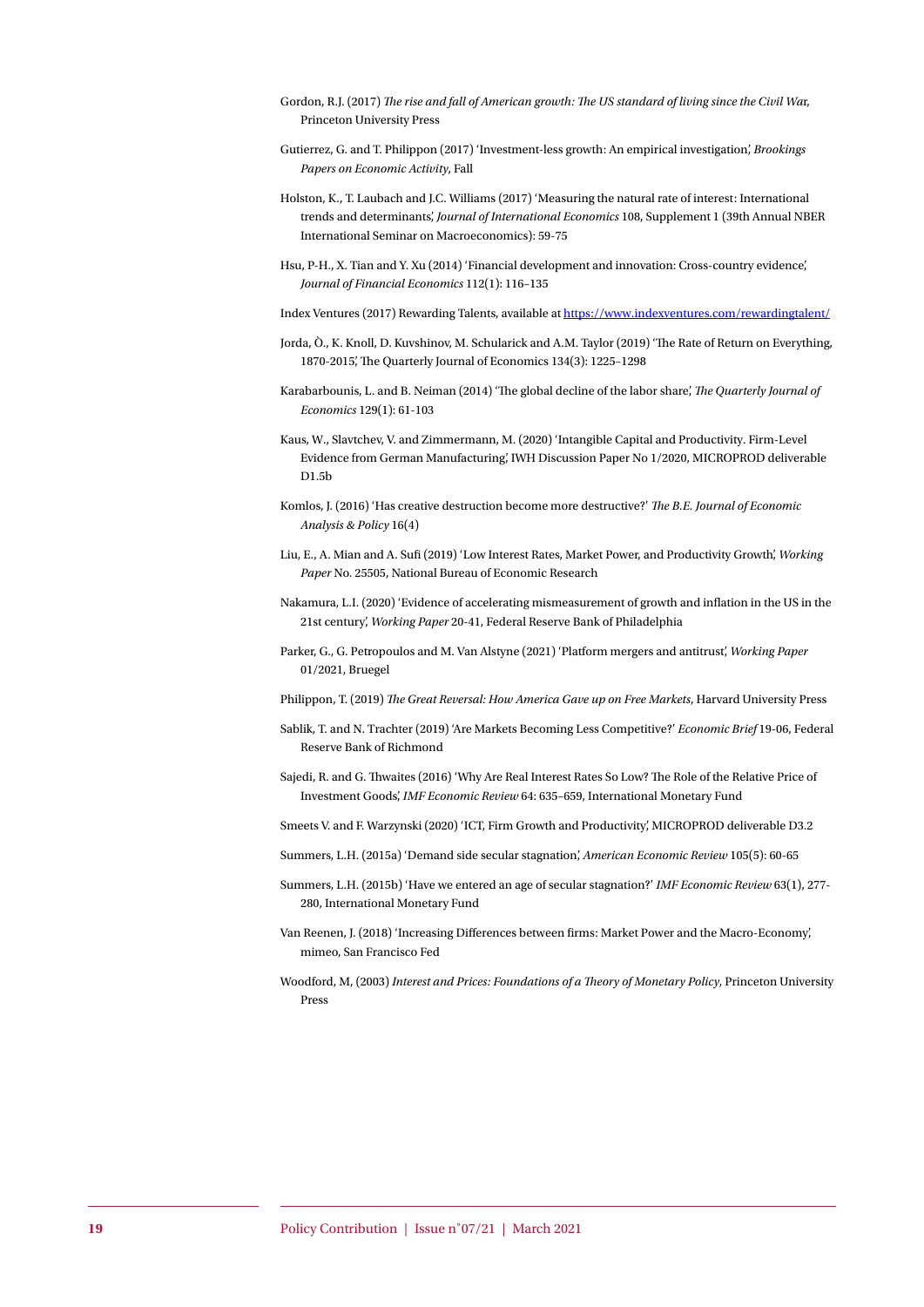Gordon, R.J. (2017) *The rise and fall of American growth: The US standard of living since the Civil War*, Princeton University Press

Gutierrez, G. and T. Philippon (2017) 'Investment-less growth: An empirical investigation', *Brookings Papers on Economic Activity*, Fall

Holston, K., T. Laubach and J.C. Williams (2017) 'Measuring the natural rate of interest: International trends and determinants', *Journal of International Economics* 108, Supplement 1 (39th Annual NBER International Seminar on Macroeconomics): 59-75

Hsu, P-H., X. Tian and Y. Xu (2014) 'Financial development and innovation: Cross-country evidence', *Journal of Financial Economics* 112(1): 116–135

Index Ventures (2017) Rewarding Talents, available at https://www.indexventures.com/rewardingtalent/

Jorda, Ò., K. Knoll, D. Kuvshinov, M. Schularick and A.M. Taylor (2019) 'The Rate of Return on Everything, 1870-2015', The Quarterly Journal of Economics 134(3): 1225–1298

Karabarbounis, L. and B. Neiman (2014) 'The global decline of the labor share', *The Quarterly Journal of Economics* 129(1): 61-103

Kaus, W., Slavtchev, V. and Zimmermann, M. (2020) 'Intangible Capital and Productivity. Firm-Level Evidence from German Manufacturing', IWH Discussion Paper No 1/2020, MICROPROD deliverable D1.5b

Komlos, J. (2016) 'Has creative destruction become more destructive?' *The B.E. Journal of Economic Analysis & Policy* 16(4)

Liu, E., A. Mian and A. Sufi (2019) 'Low Interest Rates, Market Power, and Productivity Growth', *Working Paper* No. 25505, National Bureau of Economic Research

Nakamura, L.I. (2020) 'Evidence of accelerating mismeasurement of growth and inflation in the US in the 21st century', *Working Paper* 20-41, Federal Reserve Bank of Philadelphia

Parker, G., G. Petropoulos and M. Van Alstyne (2021) 'Platform mergers and antitrust', *Working Paper* 01/2021, Bruegel

Philippon, T. (2019) *The Great Reversal: How America Gave up on Free Markets*, Harvard University Press

Sablik, T. and N. Trachter (2019) 'Are Markets Becoming Less Competitive?' *Economic Brief* 19-06, Federal Reserve Bank of Richmond

Sajedi, R. and G. Thwaites (2016) 'Why Are Real Interest Rates So Low? The Role of the Relative Price of Investment Goods', *IMF Economic Review* 64: 635–659, International Monetary Fund

Smeets V. and F. Warzynski (2020) 'ICT, Firm Growth and Productivity', MICROPROD deliverable D3.2

Summers, L.H. (2015a) 'Demand side secular stagnation', *American Economic Review* 105(5): 60-65

Summers, L.H. (2015b) 'Have we entered an age of secular stagnation?' *IMF Economic Review* 63(1), 277-280, International Monetary Fund

Van Reenen, J. (2018) 'Increasing Differences between firms: Market Power and the Macro-Economy', mimeo, San Francisco Fed

Woodford, M, (2003) *Interest and Prices: Foundations of a Theory of Monetary Policy*, Princeton University Press